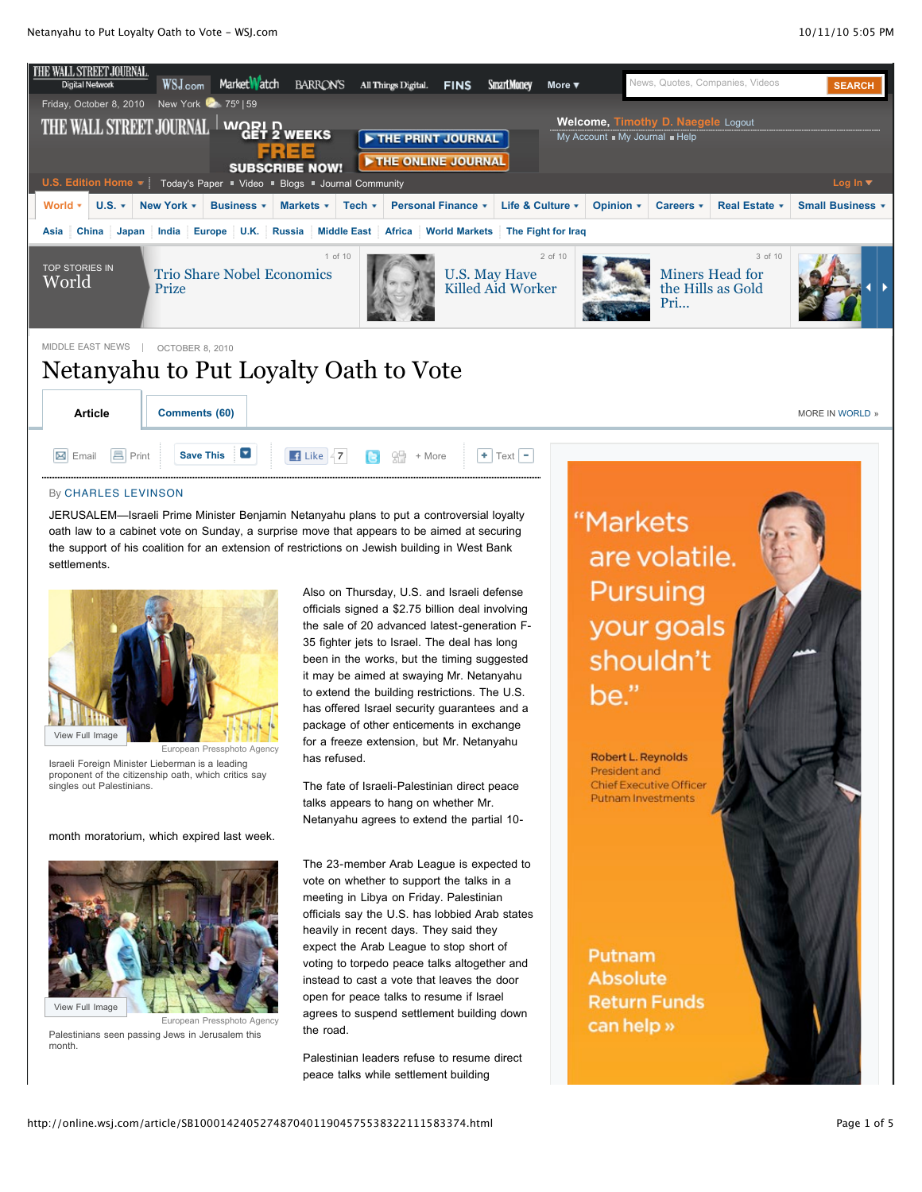MIDDLE EAST NEWS | OCTOBER 8, 2010

# Netanyahu to Put Loyalty Oath to Vote

By CHARLES LEVINSON

JERUSALEM—Israeli Prime Minister Benjamin Netanyahu plans to put a controversial loyalty oath law to a cabinet vote on Sunday, a surprise move that appears to be aimed at securing the support of his coalition for an extension of restrictions on Jewish building in West Bank settlements.

European Pressphoto Agency

Israeli Foreign Minister Lieberman is a leading proponent of the citizenship oath, which critics say singles out Palestinians.

European Pressphoto Agency

Palestinians seen passing Jews in Jerusalem this month.

Also on Thursday, U.S. and Israeli defense officials signed a $2.75 billion deal involving the sale of 20 advanced latest-generation F-35 fighter jets to Israel. The deal has long been in the works, but the timing suggested it may be aimed at swaying Mr. Netanyahu to extend the building restrictions. The U.S. has offered Israel security guarantees and a package of other enticements in exchange for a freeze extension, but Mr. Netanyahu has refused.

The fate of Israeli-Palestinian direct peace talks appears to hang on whether Mr. Netanyahu agrees to extend the partial 10-month moratorium, which expired last week.

The 23-member Arab League is expected to vote on whether to support the talks in a meeting in Libya on Friday. Palestinian officials say the U.S. has lobbied Arab states heavily in recent days. They said they expect the Arab League to stop short of voting to torpedo peace talks altogether and instead to cast a vote that leaves the door open for peace talks to resume if Israel agrees to suspend settlement building down the road.

Palestinian leaders refuse to resume direct peace talks while settlement building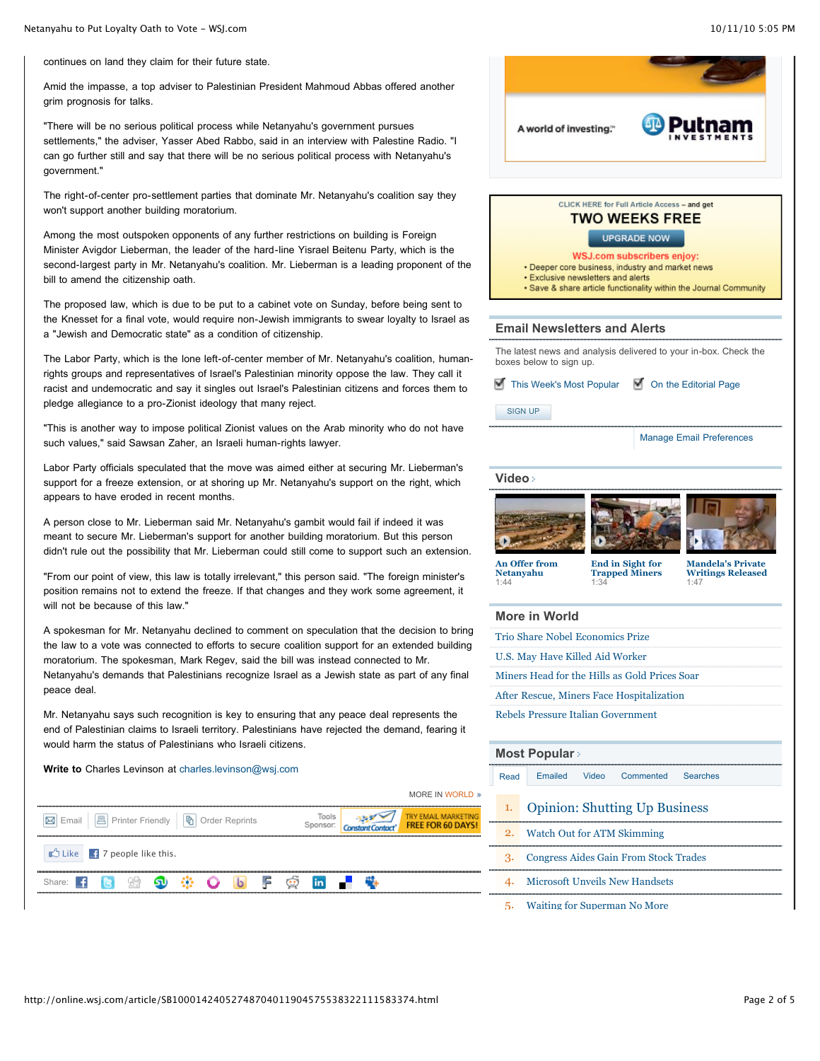continues on land they claim for their future state.

Amid the impasse, a top adviser to Palestinian President Mahmoud Abbas offered another grim prognosis for talks.

"There will be no serious political process while Netanyahu's government pursues settlements," the adviser, Yasser Abed Rabbo, said in an interview with Palestine Radio. "I can go further still and say that there will be no serious political process with Netanyahu's government."

The right-of-center pro-settlement parties that dominate Mr. Netanyahu's coalition say they won't support another building moratorium.

Among the most outspoken opponents of any further restrictions on building is Foreign Minister Avigdor Lieberman, the leader of the hard-line Yisrael Beitenu Party, which is the second-largest party in Mr. Netanyahu's coalition. Mr. Lieberman is a leading proponent of the bill to amend the citizenship oath.

The proposed law, which is due to be put to a cabinet vote on Sunday, before being sent to the Knesset for a final vote, would require non-Jewish immigrants to swear loyalty to Israel as a "Jewish and Democratic state" as a condition of citizenship.

The Labor Party, which is the lone left-of-center member of Mr. Netanyahu's coalition, human-rights groups and representatives of Israel's Palestinian minority oppose the law. They call it racist and undemocratic and say it singles out Israel's Palestinian citizens and forces them to pledge allegiance to a pro-Zionist ideology that many reject.

"This is another way to impose political Zionist values on the Arab minority who do not have such values," said Sawsan Zaher, an Israeli human-rights lawyer.

Labor Party officials speculated that the move was aimed either at securing Mr. Lieberman's support for a freeze extension, or at shoring up Mr. Netanyahu's support on the right, which appears to have eroded in recent months.

A person close to Mr. Lieberman said Mr. Netanyahu's gambit would fail if indeed it was meant to secure Mr. Lieberman's support for another building moratorium. But this person didn't rule out the possibility that Mr. Lieberman could still come to support such an extension.

"From our point of view, this law is totally irrelevant," this person said. "The foreign minister's position remains not to extend the freeze. If that changes and they work some agreement, it will not be because of this law."

A spokesman for Mr. Netanyahu declined to comment on speculation that the decision to bring the law to a vote was connected to efforts to secure coalition support for an extended building moratorium. The spokesman, Mark Regev, said the bill was instead connected to Mr. Netanyahu's demands that Palestinians recognize Israel as a Jewish state as part of any final peace deal.

Mr. Netanyahu says such recognition is key to ensuring that any peace deal represents the end of Palestinian claims to Israeli territory. Palestinians have rejected the demand, fearing it would harm the status of Palestinians who Israeli citizens.

**Write to** Charles Levinson at charles.levinson@wsj.com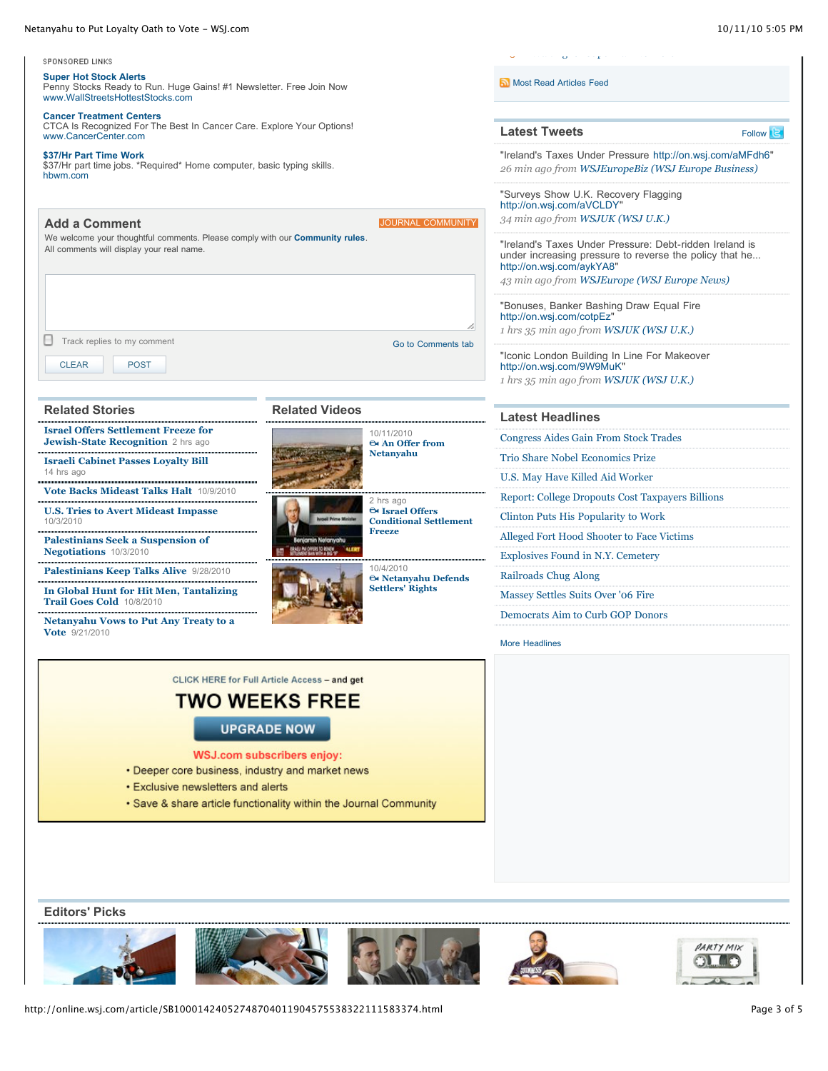SPONSORED LINKS

**Super Hot Stock Alerts**
Penny Stocks Ready to Run. Huge Gains! #1 Newsletter. Free Join Now
www.WallStreetsHottestStocks.com

**Cancer Treatment Centers**
CTCA Is Recognized For The Best In Cancer Care. Explore Your Options!
www.CancerCenter.com

**$37/Hr Part Time Work**
$37/Hr part time jobs. *Required* Home computer, basic typing skills.
hbwm.com

## Add a Comment

JOURNAL COMMUNITY

We welcome your thoughtful comments. Please comply with our **Community rules**.
All comments will display your real name.

Track replies to my comment

Go to Comments tab

CLEAR POST

## Related Stories

- **Israel Offers Settlement Freeze for Jewish-State Recognition** 2 hrs ago
- **Israeli Cabinet Passes Loyalty Bill** 14 hrs ago
- **Vote Backs Mideast Talks Halt** 10/9/2010
- **U.S. Tries to Avert Mideast Impasse** 10/3/2010
- **Palestinians Seek a Suspension of Negotiations** 10/3/2010
- **Palestinians Keep Talks Alive** 9/28/2010
- **In Global Hunt for Hit Men, Tantalizing Trail Goes Cold** 10/8/2010
- **Netanyahu Vows to Put Any Treaty to a Vote** 9/21/2010

## Related Videos

- 10/11/2010 **An Offer from Netanyahu**
- 2 hrs ago **Israel Offers Conditional Settlement Freeze**
- 10/4/2010 **Netanyahu Defends Settlers' Rights**

CLICK HERE for Full Article Access – and get

**TWO WEEKS FREE**

**UPGRADE NOW**

**WSJ.com subscribers enjoy:**

- Deeper core business, industry and market news
- Exclusive newsletters and alerts
- Save & share article functionality within the Journal Community

Most Read Articles Feed

## Latest Tweets

Follow

"Ireland's Taxes Under Pressure http://on.wsj.com/aMFdh6"
*26 min ago from WSJEuropeBiz (WSJ Europe Business)*

"Surveys Show U.K. Recovery Flagging http://on.wsj.com/aVCLDY"
*34 min ago from WSJUK (WSJ U.K.)*

"Ireland's Taxes Under Pressure: Debt-ridden Ireland is under increasing pressure to reverse the policy that he... http://on.wsj.com/aykYA8"
*43 min ago from WSJEurope (WSJ Europe News)*

"Bonuses, Banker Bashing Draw Equal Fire http://on.wsj.com/cotpEz"
*1 hrs 35 min ago from WSJUK (WSJ U.K.)*

"Iconic London Building In Line For Makeover http://on.wsj.com/9W9MuK"
*1 hrs 35 min ago from WSJUK (WSJ U.K.)*

## Latest Headlines

- Congress Aides Gain From Stock Trades
- Trio Share Nobel Economics Prize
- U.S. May Have Killed Aid Worker
- Report: College Dropouts Cost Taxpayers Billions
- Clinton Puts His Popularity to Work
- Alleged Fort Hood Shooter to Face Victims
- Explosives Found in N.Y. Cemetery
- Railroads Chug Along
- Massey Settles Suits Over '06 Fire
- Democrats Aim to Curb GOP Donors

More Headlines

## Editors' Picks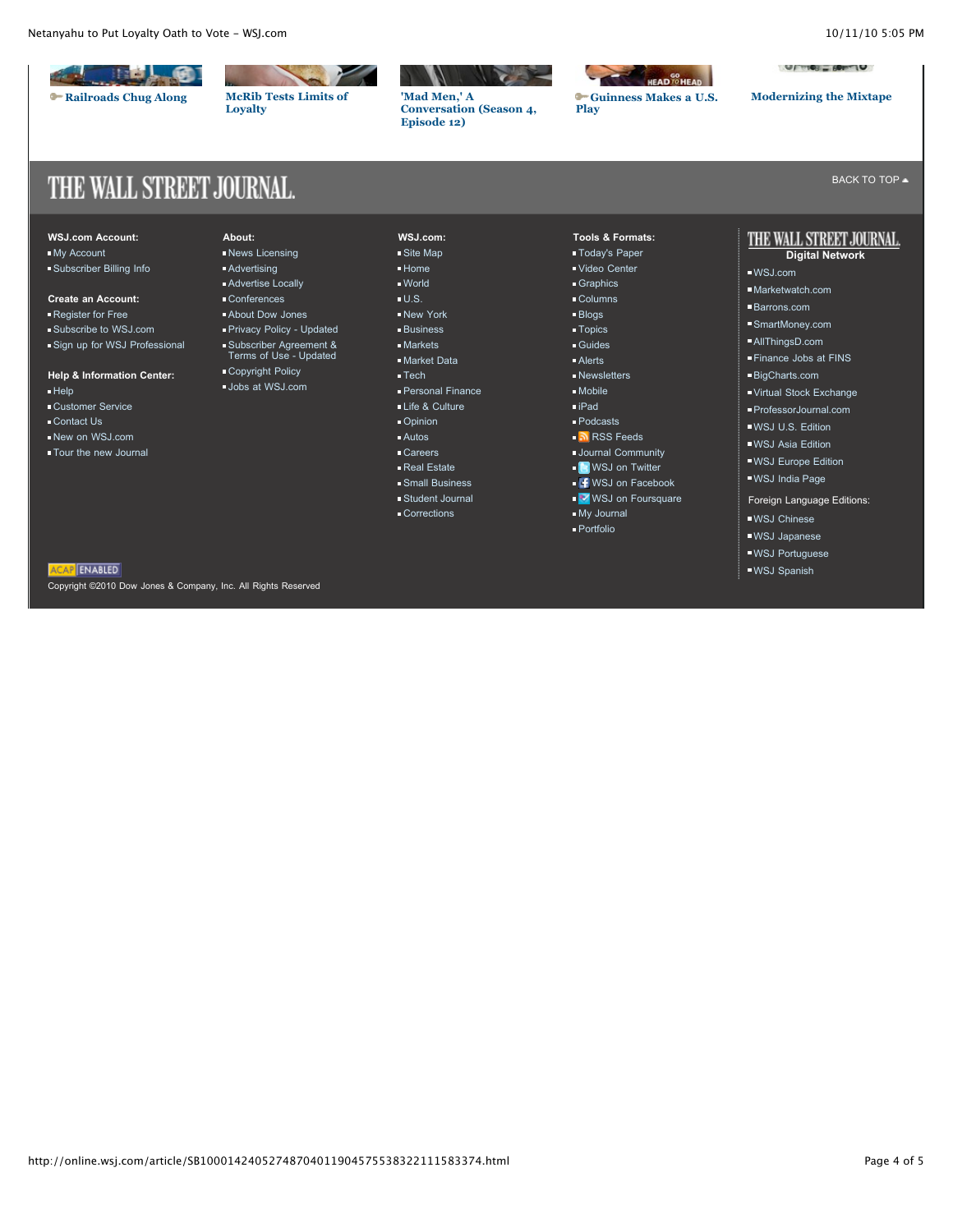Railroads Chug Along

McRib Tests Limits of Loyalty

'Mad Men,' A Conversation (Season 4, Episode 12)

Guinness Makes a U.S. Play

Modernizing the Mixtape

THE WALL STREET JOURNAL.

BACK TO TOP

**WSJ.com Account:**

- My Account
- Subscriber Billing Info

**Create an Account:**

- Register for Free
- Subscribe to WSJ.com
- Sign up for WSJ Professional

**Help & Information Center:**

- Help
- Customer Service
- Contact Us
- New on WSJ.com
- Tour the new Journal

**About:**

- News Licensing
- Advertising
- Advertise Locally
- Conferences
- About Dow Jones
- Privacy Policy - Updated
- Subscriber Agreement & Terms of Use - Updated
- Copyright Policy
- Jobs at WSJ.com

**WSJ.com:**

- Site Map
- Home
- World
- U.S.
- New York
- Business
- Markets
- Market Data
- Tech
- Personal Finance
- Life & Culture
- Opinion
- Autos
- Careers
- Real Estate
- Small Business
- Student Journal
- Corrections

**Tools & Formats:**

- Today's Paper
- Video Center
- Graphics
- Columns
- Blogs
- Topics
- Guides
- Alerts
- Newsletters
- Mobile
- iPad
- Podcasts
- RSS Feeds
- Journal Community
- WSJ on Twitter
- WSJ on Facebook
- WSJ on Foursquare
- My Journal
- Portfolio

**THE WALL STREET JOURNAL. Digital Network**

- WSJ.com
- Marketwatch.com
- Barrons.com
- SmartMoney.com
- AllThingsD.com
- Finance Jobs at FINS
- BigCharts.com
- Virtual Stock Exchange
- ProfessorJournal.com
- WSJ U.S. Edition
- WSJ Asia Edition
- WSJ Europe Edition
- WSJ India Page

Foreign Language Editions:

- WSJ Chinese
- WSJ Japanese
- WSJ Portuguese
- WSJ Spanish

ACAP ENABLED

Copyright ©2010 Dow Jones & Company, Inc. All Rights Reserved